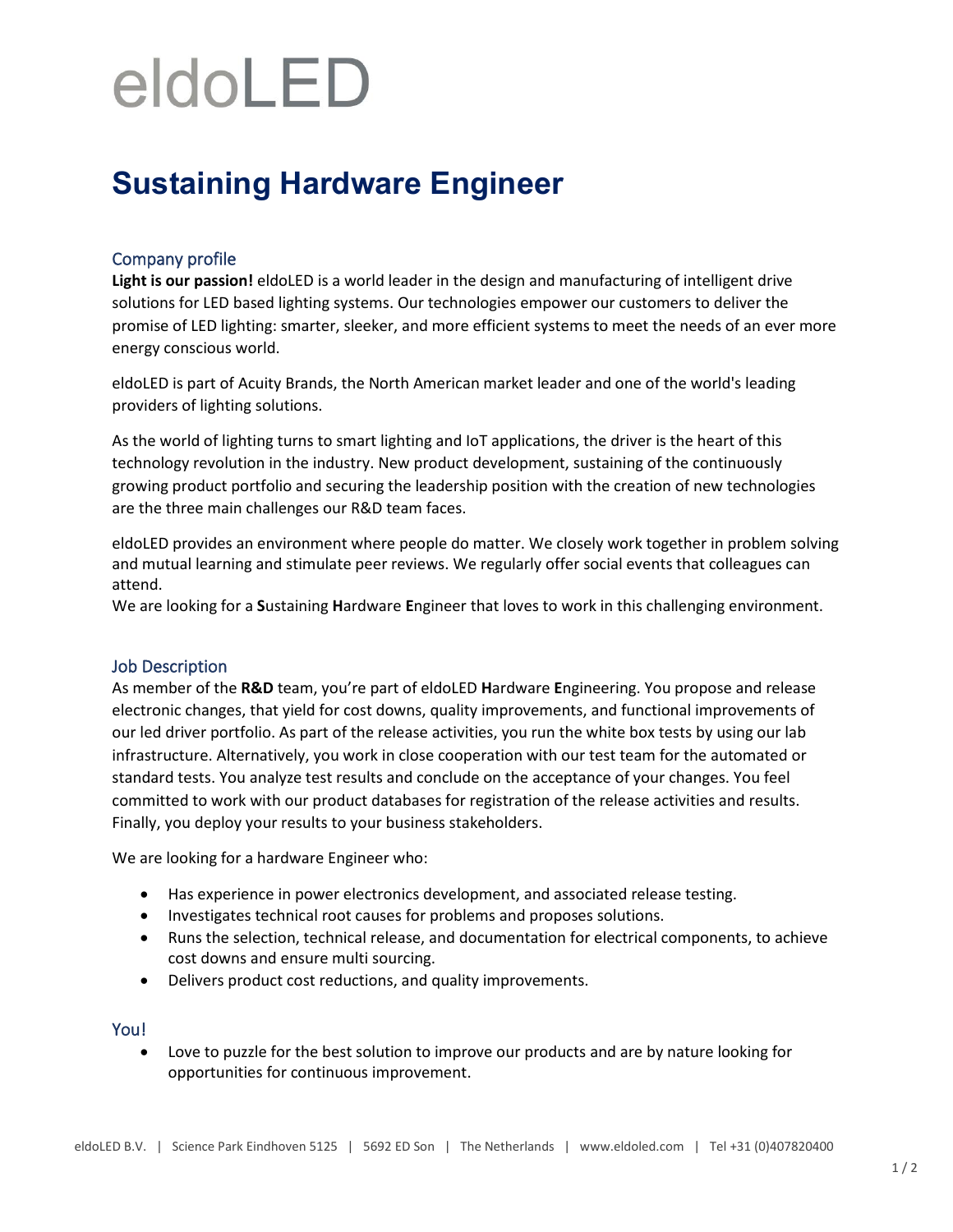eldoLED

# Sustaining Hardware Engineer

## Company profile

**Light is our passion!** eldoLED is a world leader in the design and manufacturing of intelligent drive solutions for LED based lighting systems. Our technologies empower our customers to deliver the promise of LED lighting: smarter, sleeker, and more efficient systems to meet the needs of an ever more energy conscious world.

eldoLED is part of Acuity Brands, the North American market leader and one of the world's leading providers of lighting solutions.

As the world of lighting turns to smart lighting and IoT applications, the driver is the heart of this technology revolution in the industry. New product development, sustaining of the continuously growing product portfolio and securing the leadership position with the creation of new technologies are the three main challenges our R&D team faces.

eldoLED provides an environment where people do matter. We closely work together in problem solving and mutual learning and stimulate peer reviews. We regularly offer social events that colleagues can attend.
We are looking for a **S**ustaining **H**ardware **E**ngineer that loves to work in this challenging environment.

## Job Description

As member of the **R&D** team, you're part of eldoLED **H**ardware **E**ngineering. You propose and release electronic changes, that yield for cost downs, quality improvements, and functional improvements of our led driver portfolio. As part of the release activities, you run the white box tests by using our lab infrastructure. Alternatively, you work in close cooperation with our test team for the automated or standard tests. You analyze test results and conclude on the acceptance of your changes. You feel committed to work with our product databases for registration of the release activities and results. Finally, you deploy your results to your business stakeholders.

We are looking for a hardware Engineer who:

- Has experience in power electronics development, and associated release testing.
- Investigates technical root causes for problems and proposes solutions.
- Runs the selection, technical release, and documentation for electrical components, to achieve cost downs and ensure multi sourcing.
- Delivers product cost reductions, and quality improvements.

## You!

- Love to puzzle for the best solution to improve our products and are by nature looking for opportunities for continuous improvement.

eldoLED B.V. | Science Park Eindhoven 5125 | 5692 ED Son | The Netherlands | www.eldoled.com | Tel +31 (0)407820400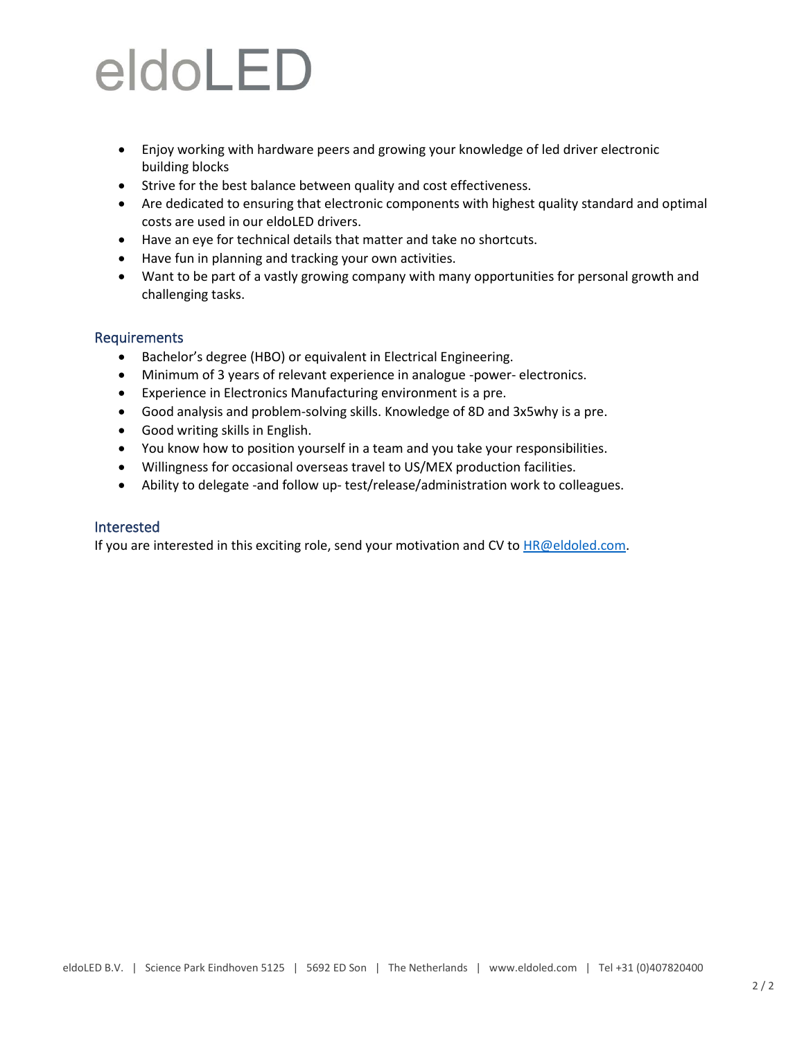eldoLED

- Enjoy working with hardware peers and growing your knowledge of led driver electronic building blocks
- Strive for the best balance between quality and cost effectiveness.
- Are dedicated to ensuring that electronic components with highest quality standard and optimal costs are used in our eldoLED drivers.
- Have an eye for technical details that matter and take no shortcuts.
- Have fun in planning and tracking your own activities.
- Want to be part of a vastly growing company with many opportunities for personal growth and challenging tasks.

## Requirements

- Bachelor's degree (HBO) or equivalent in Electrical Engineering.
- Minimum of 3 years of relevant experience in analogue -power- electronics.
- Experience in Electronics Manufacturing environment is a pre.
- Good analysis and problem-solving skills. Knowledge of 8D and 3x5why is a pre.
- Good writing skills in English.
- You know how to position yourself in a team and you take your responsibilities.
- Willingness for occasional overseas travel to US/MEX production facilities.
- Ability to delegate -and follow up- test/release/administration work to colleagues.

## Interested

If you are interested in this exciting role, send your motivation and CV to HR@eldoled.com.

eldoLED B.V. | Science Park Eindhoven 5125 | 5692 ED Son | The Netherlands | www.eldoled.com | Tel +31 (0)407820400